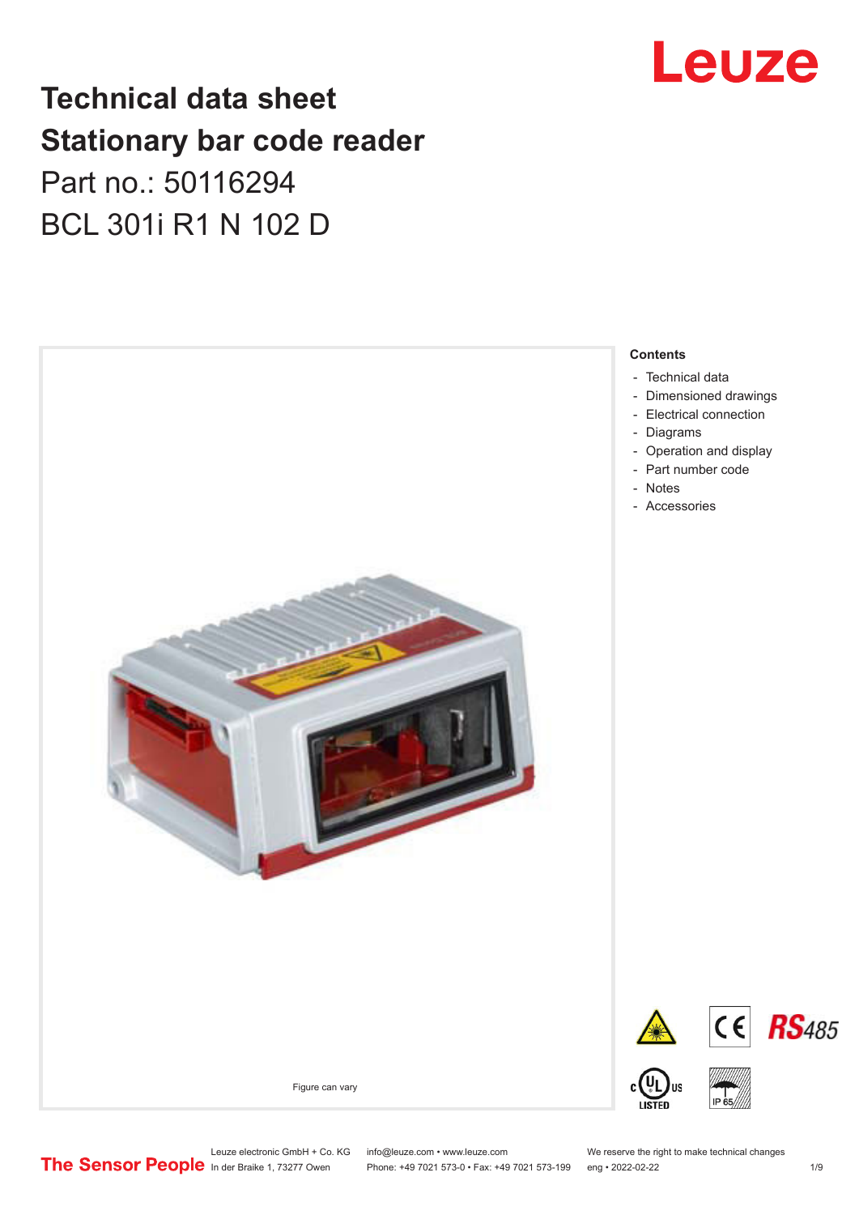# Technical data sheet
# Stationary bar code reader

Part no.: 50116294

BCL 301i R1 N 102 D

Figure can vary

**Contents**

- Technical data
- Dimensioned drawings
- Electrical connection
- Diagrams
- Operation and display
- Part number code
- Notes
- Accessories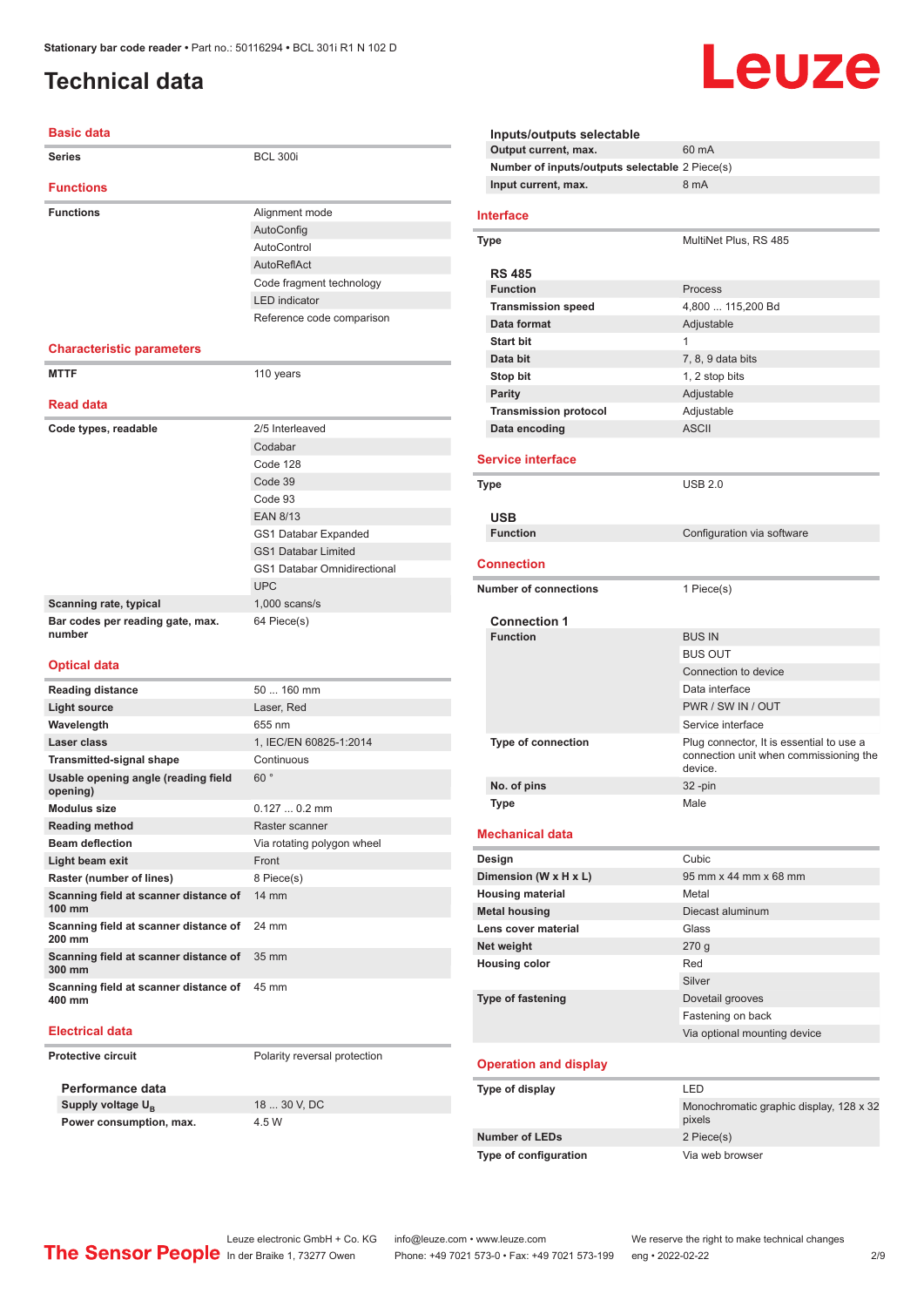# Technical data

## Basic data

| | |
|---|---|
| **Series** | BCL 300i |

## Functions

| | |
|---|---|
| **Functions** | Alignment mode |
| | AutoConfig |
| | AutoControl |
| | AutoReflAct |
| | Code fragment technology |
| | LED indicator |
| | Reference code comparison |

## Characteristic parameters

| | |
|---|---|
| **MTTF** | 110 years |

## Read data

| | |
|---|---|
| **Code types, readable** | 2/5 Interleaved |
| | Codabar |
| | Code 128 |
| | Code 39 |
| | Code 93 |
| | EAN 8/13 |
| | GS1 Databar Expanded |
| | GS1 Databar Limited |
| | GS1 Databar Omnidirectional |
| | UPC |
| **Scanning rate, typical** | 1,000 scans/s |
| **Bar codes per reading gate, max. number** | 64 Piece(s) |

## Optical data

| | |
|---|---|
| **Reading distance** | 50 ... 160 mm |
| **Light source** | Laser, Red |
| **Wavelength** | 655 nm |
| **Laser class** | 1, IEC/EN 60825-1:2014 |
| **Transmitted-signal shape** | Continuous |
| **Usable opening angle (reading field opening)** | 60 ° |
| **Modulus size** | 0.127 ... 0.2 mm |
| **Reading method** | Raster scanner |
| **Beam deflection** | Via rotating polygon wheel |
| **Light beam exit** | Front |
| **Raster (number of lines)** | 8 Piece(s) |
| **Scanning field at scanner distance of 100 mm** | 14 mm |
| **Scanning field at scanner distance of 200 mm** | 24 mm |
| **Scanning field at scanner distance of 300 mm** | 35 mm |
| **Scanning field at scanner distance of 400 mm** | 45 mm |

## Electrical data

| | |
|---|---|
| **Protective circuit** | Polarity reversal protection |

### Performance data

| | |
|---|---|
| **Supply voltage $U_B$** | 18 ... 30 V, DC |
| **Power consumption, max.** | 4.5 W |

### Inputs/outputs selectable

| | |
|---|---|
| **Output current, max.** | 60 mA |
| **Number of inputs/outputs selectable** | 2 Piece(s) |
| **Input current, max.** | 8 mA |

## Interface

| | |
|---|---|
| **Type** | MultiNet Plus, RS 485 |

### RS 485

| | |
|---|---|
| **Function** | Process |
| **Transmission speed** | 4,800 ... 115,200 Bd |
| **Data format** | Adjustable |
| **Start bit** | 1 |
| **Data bit** | 7, 8, 9 data bits |
| **Stop bit** | 1, 2 stop bits |
| **Parity** | Adjustable |
| **Transmission protocol** | Adjustable |
| **Data encoding** | ASCII |

## Service interface

| | |
|---|---|
| **Type** | USB 2.0 |

### USB

| | |
|---|---|
| **Function** | Configuration via software |

## Connection

| | |
|---|---|
| **Number of connections** | 1 Piece(s) |

### Connection 1

| | |
|---|---|
| **Function** | BUS IN |
| | BUS OUT |
| | Connection to device |
| | Data interface |
| | PWR / SW IN / OUT |
| | Service interface |
| **Type of connection** | Plug connector, It is essential to use a connection unit when commissioning the device. |
| **No. of pins** | 32 -pin |
| **Type** | Male |

## Mechanical data

| | |
|---|---|
| **Design** | Cubic |
| **Dimension (W x H x L)** | 95 mm x 44 mm x 68 mm |
| **Housing material** | Metal |
| **Metal housing** | Diecast aluminum |
| **Lens cover material** | Glass |
| **Net weight** | 270 g |
| **Housing color** | Red |
| | Silver |
| **Type of fastening** | Dovetail grooves |
| | Fastening on back |
| | Via optional mounting device |

## Operation and display

| | |
|---|---|
| **Type of display** | LED |
| | Monochromatic graphic display, 128 x 32 pixels |
| **Number of LEDs** | 2 Piece(s) |
| **Type of configuration** | Via web browser |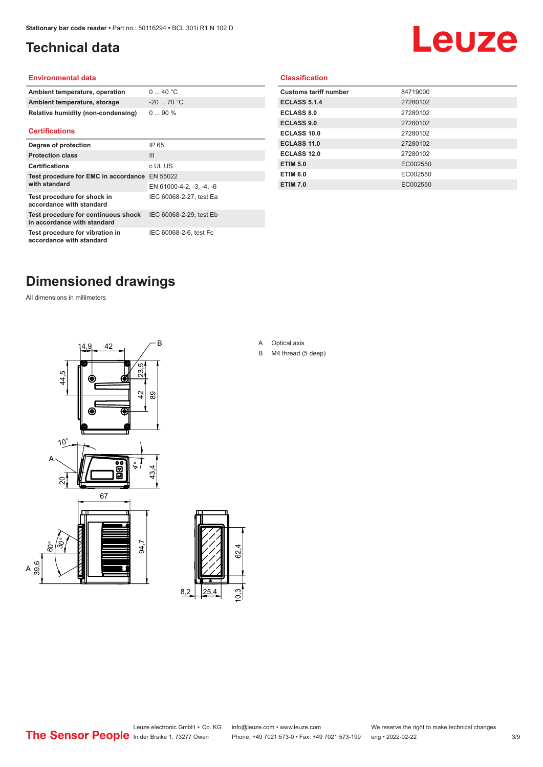# Technical data

## Environmental data

| | |
|---|---|
| **Ambient temperature, operation** | 0 ... 40 °C |
| **Ambient temperature, storage** | -20 ... 70 °C |
| **Relative humidity (non-condensing)** | 0 ... 90 % |

## Certifications

| | |
|---|---|
| **Degree of protection** | IP 65 |
| **Protection class** | III |
| **Certifications** | c UL US |
| **Test procedure for EMC in accordance with standard** | EN 55022 |
| | EN 61000-4-2, -3, -4, -6 |
| **Test procedure for shock in accordance with standard** | IEC 60068-2-27, test Ea |
| **Test procedure for continuous shock in accordance with standard** | IEC 60068-2-29, test Eb |
| **Test procedure for vibration in accordance with standard** | IEC 60068-2-6, test Fc |

## Classification

| | |
|---|---|
| **Customs tariff number** | 84719000 |
| **ECLASS 5.1.4** | 27280102 |
| **ECLASS 8.0** | 27280102 |
| **ECLASS 9.0** | 27280102 |
| **ECLASS 10.0** | 27280102 |
| **ECLASS 11.0** | 27280102 |
| **ECLASS 12.0** | 27280102 |
| **ETIM 5.0** | EC002550 |
| **ETIM 6.0** | EC002550 |
| **ETIM 7.0** | EC002550 |

# Dimensioned drawings

All dimensions in millimeters

A Optical axis
B M4 thread (5 deep)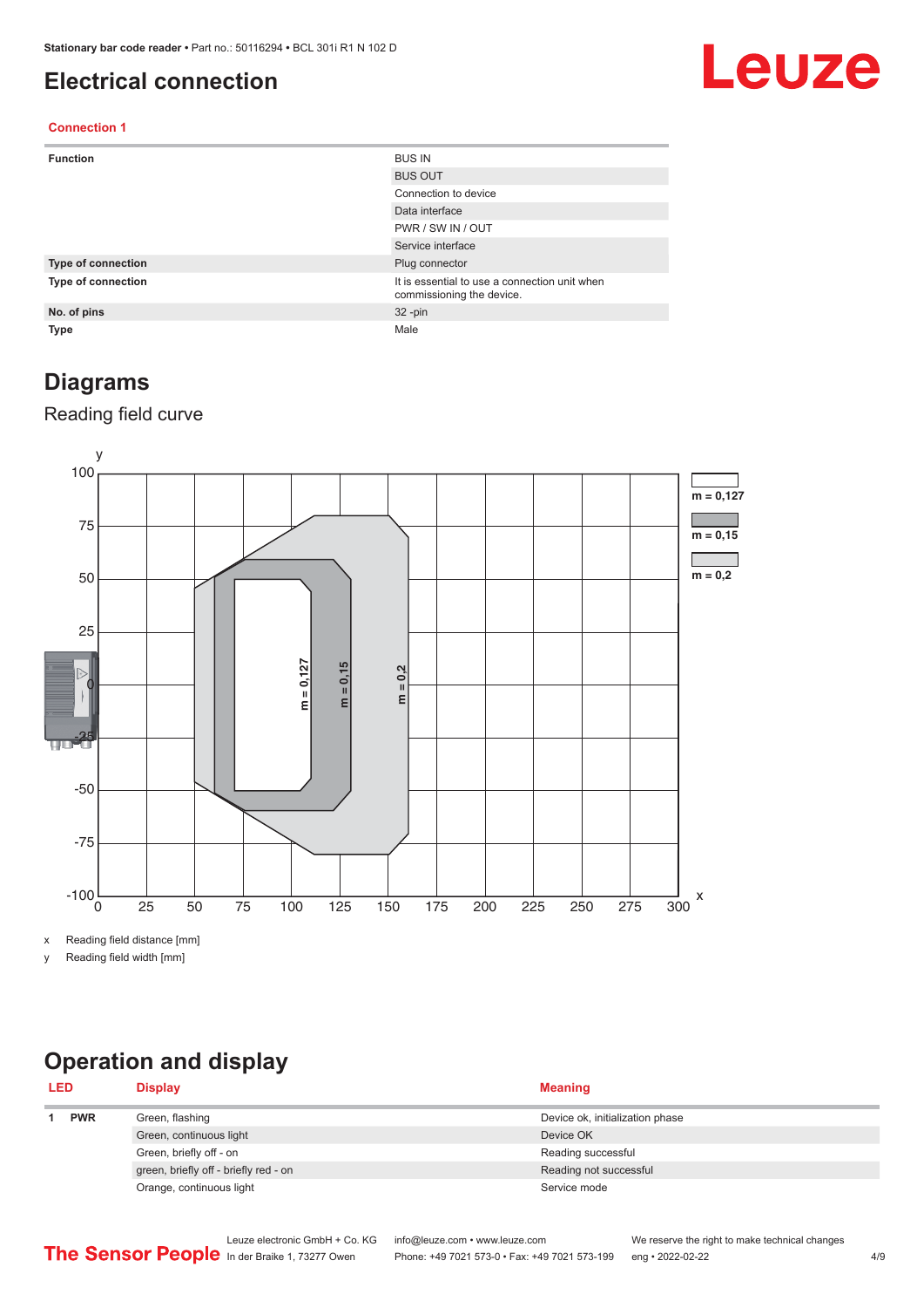# Electrical connection

### Connection 1

| | |
|---|---|
| **Function** | BUS IN |
| | BUS OUT |
| | Connection to device |
| | Data interface |
| | PWR / SW IN / OUT |
| | Service interface |
| **Type of connection** | Plug connector |
| **Type of connection** | It is essential to use a connection unit when commissioning the device. |
| **No. of pins** | 32 -pin |
| **Type** | Male |

# Diagrams

## Reading field curve

x Reading field distance [mm]

y Reading field width [mm]

# Operation and display

| LED | | Display | Meaning |
|---|---|---|---|
| 1 | **PWR** | Green, flashing | Device ok, initialization phase |
| | | Green, continuous light | Device OK |
| | | Green, briefly off - on | Reading successful |
| | | green, briefly off - briefly red - on | Reading not successful |
| | | Orange, continuous light | Service mode |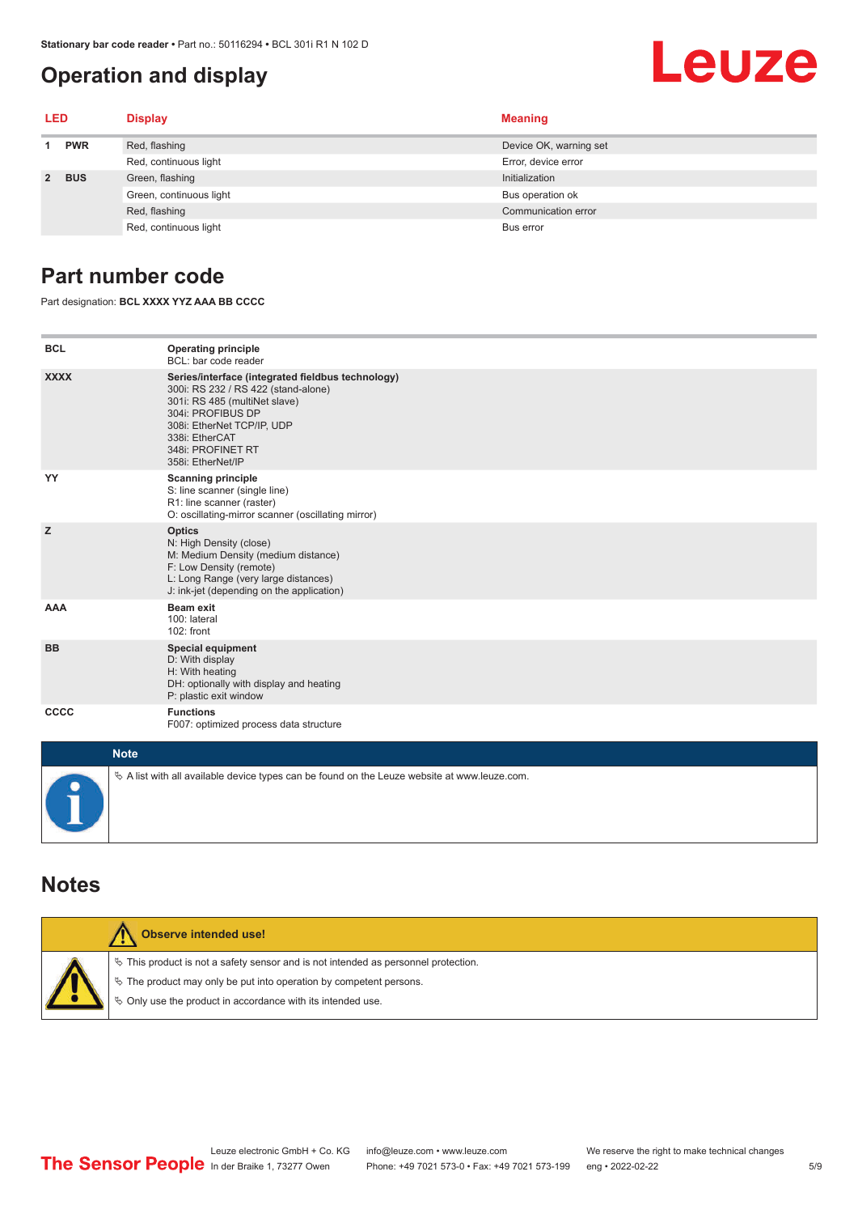## Operation and display

| LED | | Display | Meaning |
|---|---|---|---|
| 1 | PWR | Red, flashing | Device OK, warning set |
| | | Red, continuous light | Error, device error |
| 2 | BUS | Green, flashing | Initialization |
| | | Green, continuous light | Bus operation ok |
| | | Red, flashing | Communication error |
| | | Red, continuous light | Bus error |

## Part number code

Part designation: **BCL XXXX YYZ AAA BB CCCC**

| | |
|---|---|
| **BCL** | **Operating principle**<br>BCL: bar code reader |
| **XXXX** | **Series/interface (integrated fieldbus technology)**<br>300i: RS 232 / RS 422 (stand-alone)<br>301i: RS 485 (multiNet slave)<br>304i: PROFIBUS DP<br>308i: EtherNet TCP/IP, UDP<br>338i: EtherCAT<br>348i: PROFINET RT<br>358i: EtherNet/IP |
| **YY** | **Scanning principle**<br>S: line scanner (single line)<br>R1: line scanner (raster)<br>O: oscillating-mirror scanner (oscillating mirror) |
| **Z** | **Optics**<br>N: High Density (close)<br>M: Medium Density (medium distance)<br>F: Low Density (remote)<br>L: Long Range (very large distances)<br>J: ink-jet (depending on the application) |
| **AAA** | **Beam exit**<br>100: lateral<br>102: front |
| **BB** | **Special equipment**<br>D: With display<br>H: With heating<br>DH: optionally with display and heating<br>P: plastic exit window |
| **CCCC** | **Functions**<br>F007: optimized process data structure |

**Note**

- A list with all available device types can be found on the Leuze website at www.leuze.com.

## Notes

**Observe intended use!**

- This product is not a safety sensor and is not intended as personnel protection.
- The product may only be put into operation by competent persons.
- Only use the product in accordance with its intended use.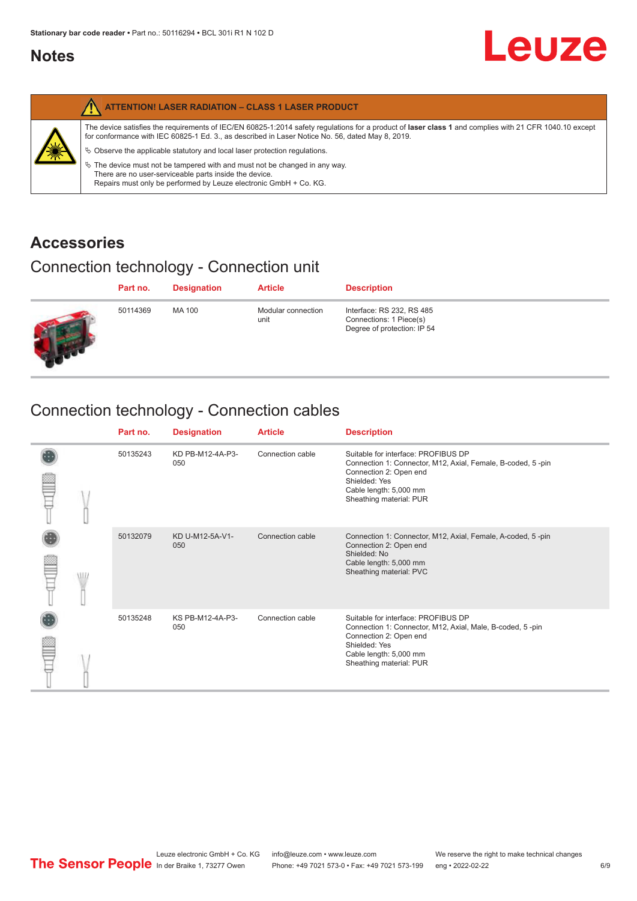## Notes

**ATTENTION! LASER RADIATION – CLASS 1 LASER PRODUCT**

The device satisfies the requirements of IEC/EN 60825-1:2014 safety regulations for a product of **laser class 1** and complies with 21 CFR 1040.10 except for conformance with IEC 60825-1 Ed. 3., as described in Laser Notice No. 56, dated May 8, 2019.

- Observe the applicable statutory and local laser protection regulations.
- The device must not be tampered with and must not be changed in any way.
  There are no user-serviceable parts inside the device.
  Repairs must only be performed by Leuze electronic GmbH + Co. KG.

# Accessories

## Connection technology - Connection unit

| Part no. | Designation | Article | Description |
| --- | --- | --- | --- |
| 50114369 | MA 100 | Modular connection unit | Interface: RS 232, RS 485<br>Connections: 1 Piece(s)<br>Degree of protection: IP 54 |

## Connection technology - Connection cables

| Part no. | Designation | Article | Description |
| --- | --- | --- | --- |
| 50135243 | KD PB-M12-4A-P3-050 | Connection cable | Suitable for interface: PROFIBUS DP<br>Connection 1: Connector, M12, Axial, Female, B-coded, 5 -pin<br>Connection 2: Open end<br>Shielded: Yes<br>Cable length: 5,000 mm<br>Sheathing material: PUR |
| 50132079 | KD U-M12-5A-V1-050 | Connection cable | Connection 1: Connector, M12, Axial, Female, A-coded, 5 -pin<br>Connection 2: Open end<br>Shielded: No<br>Cable length: 5,000 mm<br>Sheathing material: PVC |
| 50135248 | KS PB-M12-4A-P3-050 | Connection cable | Suitable for interface: PROFIBUS DP<br>Connection 1: Connector, M12, Axial, Male, B-coded, 5 -pin<br>Connection 2: Open end<br>Shielded: Yes<br>Cable length: 5,000 mm<br>Sheathing material: PUR |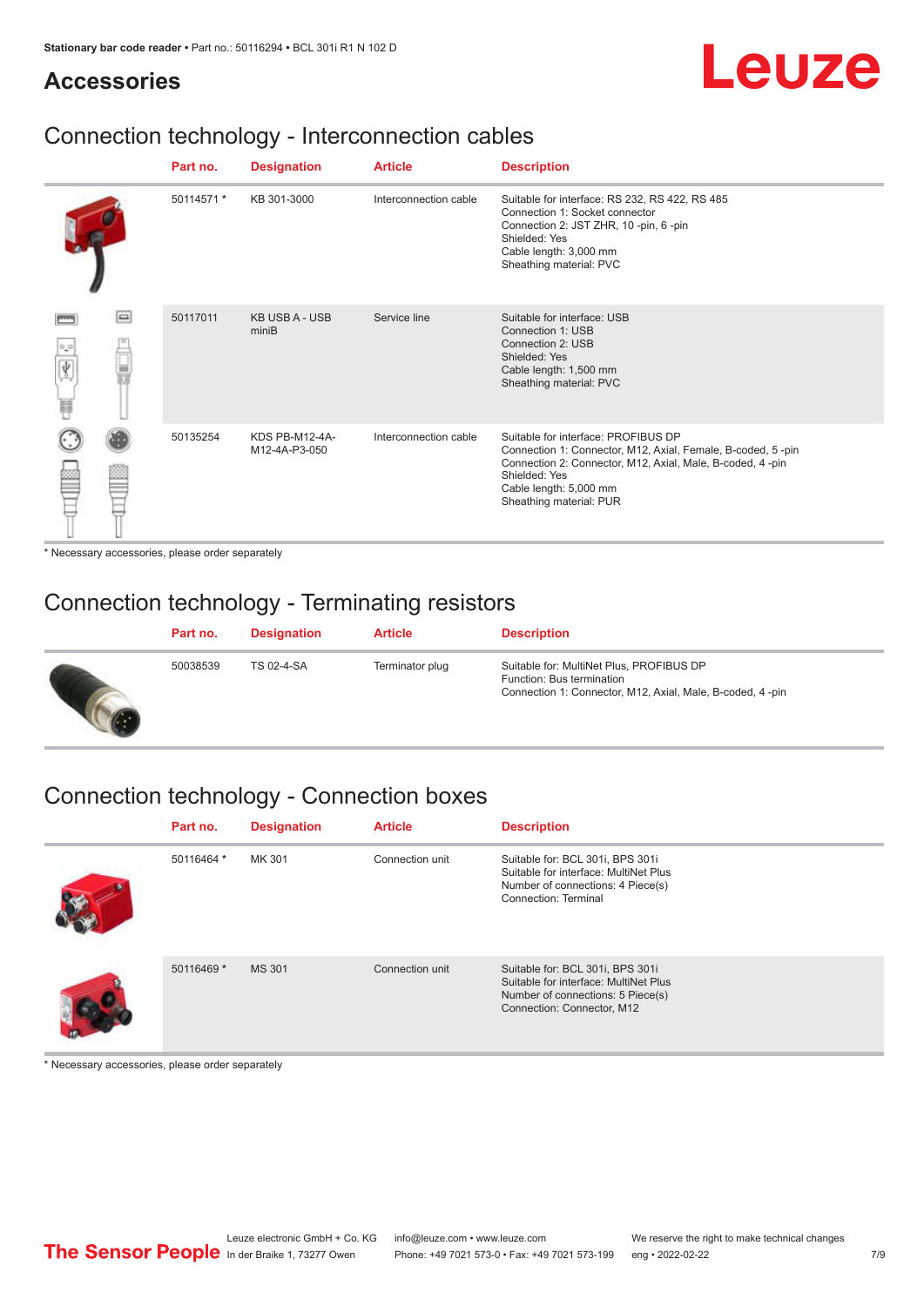## Accessories

### Connection technology - Interconnection cables

| Part no. | Designation | Article | Description |
|---|---|---|---|
| 50114571 * | KB 301-3000 | Interconnection cable | Suitable for interface: RS 232, RS 422, RS 485<br>Connection 1: Socket connector<br>Connection 2: JST ZHR, 10 -pin, 6 -pin<br>Shielded: Yes<br>Cable length: 3,000 mm<br>Sheathing material: PVC |
| 50117011 | KB USB A - USB miniB | Service line | Suitable for interface: USB<br>Connection 1: USB<br>Connection 2: USB<br>Shielded: Yes<br>Cable length: 1,500 mm<br>Sheathing material: PVC |
| 50135254 | KDS PB-M12-4A-M12-4A-P3-050 | Interconnection cable | Suitable for interface: PROFIBUS DP<br>Connection 1: Connector, M12, Axial, Female, B-coded, 5 -pin<br>Connection 2: Connector, M12, Axial, Male, B-coded, 4 -pin<br>Shielded: Yes<br>Cable length: 5,000 mm<br>Sheathing material: PUR |

* Necessary accessories, please order separately

### Connection technology - Terminating resistors

| Part no. | Designation | Article | Description |
|---|---|---|---|
| 50038539 | TS 02-4-SA | Terminator plug | Suitable for: MultiNet Plus, PROFIBUS DP<br>Function: Bus termination<br>Connection 1: Connector, M12, Axial, Male, B-coded, 4 -pin |

### Connection technology - Connection boxes

| Part no. | Designation | Article | Description |
|---|---|---|---|
| 50116464 * | MK 301 | Connection unit | Suitable for: BCL 301i, BPS 301i<br>Suitable for interface: MultiNet Plus<br>Number of connections: 4 Piece(s)<br>Connection: Terminal |
| 50116469 * | MS 301 | Connection unit | Suitable for: BCL 301i, BPS 301i<br>Suitable for interface: MultiNet Plus<br>Number of connections: 5 Piece(s)<br>Connection: Connector, M12 |

* Necessary accessories, please order separately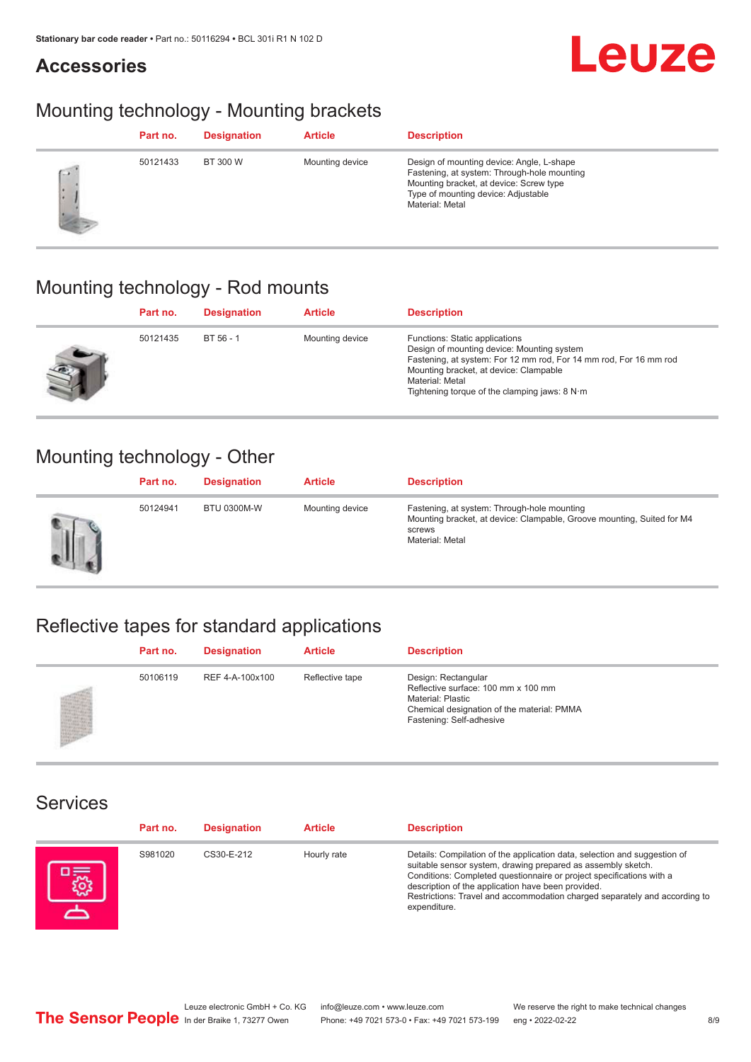# Accessories

## Mounting technology - Mounting brackets

| Part no. | Designation | Article | Description |
|---|---|---|---|
| 50121433 | BT 300 W | Mounting device | Design of mounting device: Angle, L-shape<br>Fastening, at system: Through-hole mounting<br>Mounting bracket, at device: Screw type<br>Type of mounting device: Adjustable<br>Material: Metal |

## Mounting technology - Rod mounts

| Part no. | Designation | Article | Description |
|---|---|---|---|
| 50121435 | BT 56 - 1 | Mounting device | Functions: Static applications<br>Design of mounting device: Mounting system<br>Fastening, at system: For 12 mm rod, For 14 mm rod, For 16 mm rod<br>Mounting bracket, at device: Clampable<br>Material: Metal<br>Tightening torque of the clamping jaws: 8 N·m |

## Mounting technology - Other

| Part no. | Designation | Article | Description |
|---|---|---|---|
| 50124941 | BTU 0300M-W | Mounting device | Fastening, at system: Through-hole mounting<br>Mounting bracket, at device: Clampable, Groove mounting, Suited for M4 screws<br>Material: Metal |

## Reflective tapes for standard applications

| Part no. | Designation | Article | Description |
|---|---|---|---|
| 50106119 | REF 4-A-100x100 | Reflective tape | Design: Rectangular<br>Reflective surface: 100 mm x 100 mm<br>Material: Plastic<br>Chemical designation of the material: PMMA<br>Fastening: Self-adhesive |

## Services

| Part no. | Designation | Article | Description |
|---|---|---|---|
| S981020 | CS30-E-212 | Hourly rate | Details: Compilation of the application data, selection and suggestion of suitable sensor system, drawing prepared as assembly sketch.<br>Conditions: Completed questionnaire or project specifications with a description of the application have been provided.<br>Restrictions: Travel and accommodation charged separately and according to expenditure. |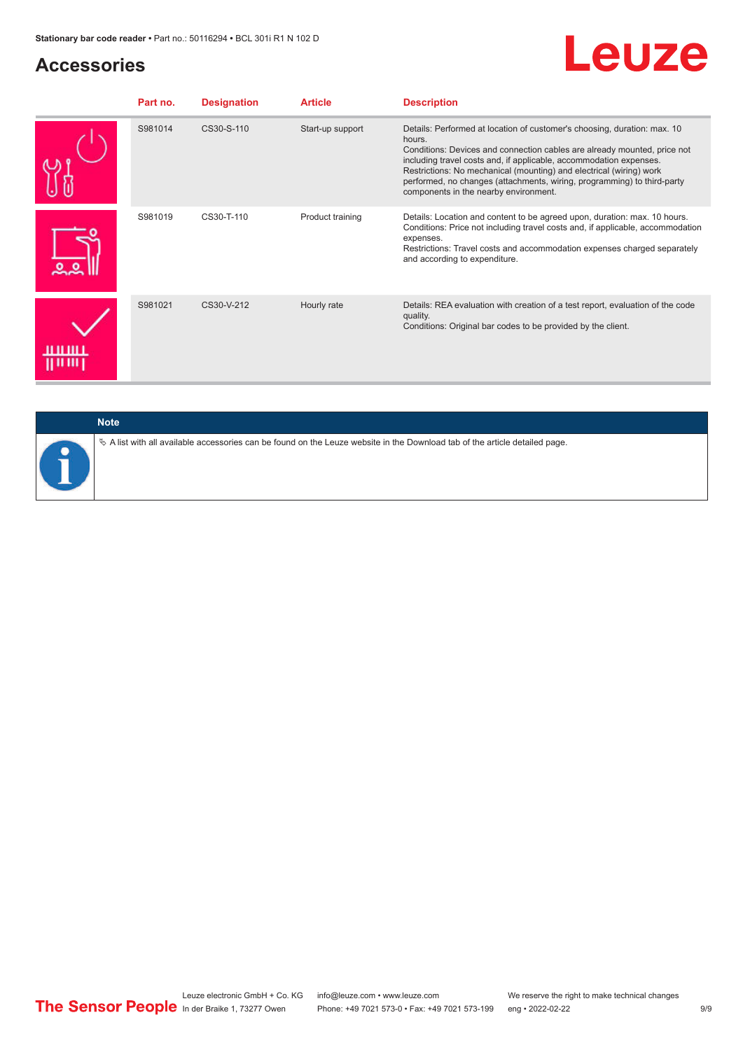## Accessories

| | Part no. | Designation | Article | Description |
|---|---|---|---|---|
| | S981014 | CS30-S-110 | Start-up support | Details: Performed at location of customer's choosing, duration: max. 10 hours.<br>Conditions: Devices and connection cables are already mounted, price not including travel costs and, if applicable, accommodation expenses.<br>Restrictions: No mechanical (mounting) and electrical (wiring) work performed, no changes (attachments, wiring, programming) to third-party components in the nearby environment. |
| | S981019 | CS30-T-110 | Product training | Details: Location and content to be agreed upon, duration: max. 10 hours.<br>Conditions: Price not including travel costs and, if applicable, accommodation expenses.<br>Restrictions: Travel costs and accommodation expenses charged separately and according to expenditure. |
| | S981021 | CS30-V-212 | Hourly rate | Details: REA evaluation with creation of a test report, evaluation of the code quality.<br>Conditions: Original bar codes to be provided by the client. |

**Note**

↳ A list with all available accessories can be found on the Leuze website in the Download tab of the article detailed page.